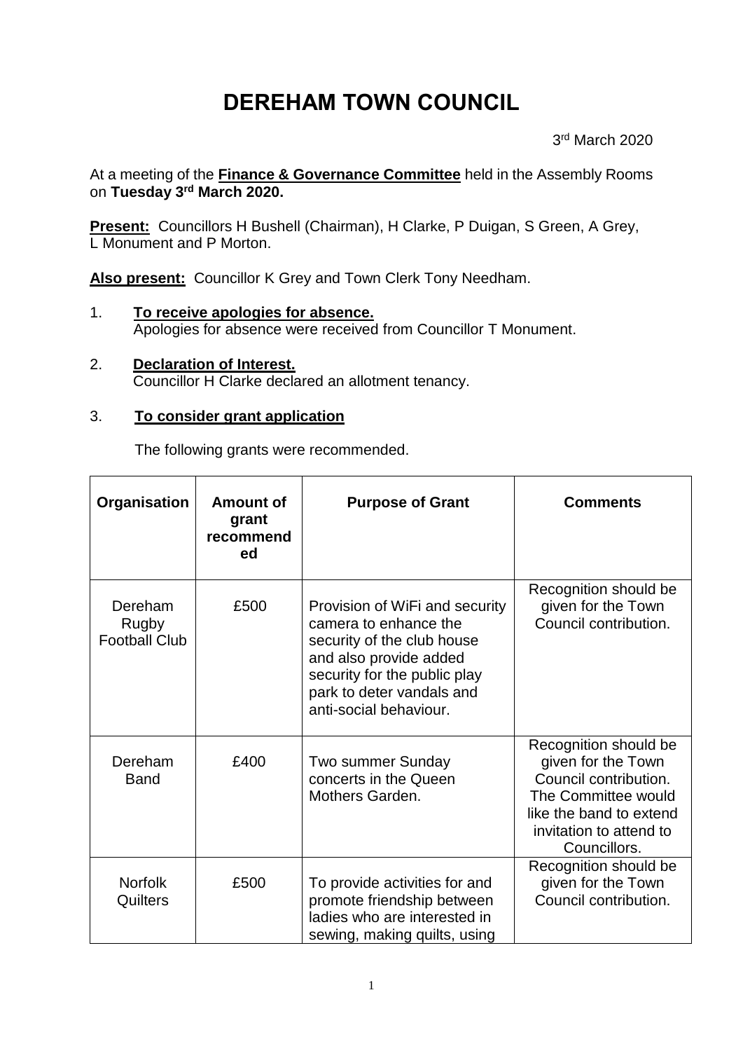# DEREHAM TOWN COUNCIL

3rd March 2020

At a meeting of the **Finance & Governance Committee** held in the Assembly Rooms on **Tuesday 3rd March 2020.**

**Present:** Councillors H Bushell (Chairman), H Clarke, P Duigan, S Green, A Grey, L Monument and P Morton.

**Also present:** Councillor K Grey and Town Clerk Tony Needham.

1. **To receive apologies for absence.**
   Apologies for absence were received from Councillor T Monument.

2. **Declaration of Interest.**
   Councillor H Clarke declared an allotment tenancy.

3. **To consider grant application**

   The following grants were recommended.

| Organisation | Amount of grant recommended | Purpose of Grant | Comments |
|---|---|---|---|
| Dereham Rugby Football Club | £500 | Provision of WiFi and security camera to enhance the security of the club house and also provide added security for the public play park to deter vandals and anti-social behaviour. | Recognition should be given for the Town Council contribution. |
| Dereham Band | £400 | Two summer Sunday concerts in the Queen Mothers Garden. | Recognition should be given for the Town Council contribution. The Committee would like the band to extend invitation to attend to Councillors. |
| Norfolk Quilters | £500 | To provide activities for and promote friendship between ladies who are interested in sewing, making quilts, using | Recognition should be given for the Town Council contribution. |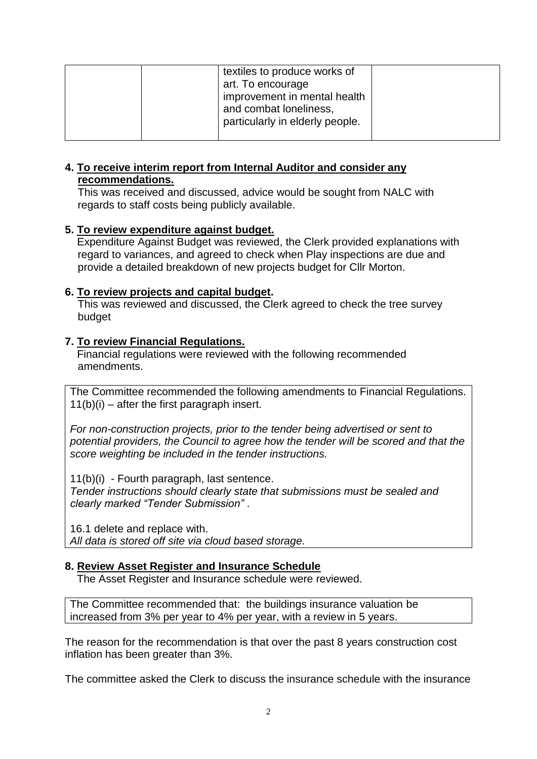| | | textiles to produce works of art. To encourage improvement in mental health and combat loneliness, particularly in elderly people. | |
|---|---|---|---|

**4. To receive interim report from Internal Auditor and consider any recommendations.**

This was received and discussed, advice would be sought from NALC with regards to staff costs being publicly available.

**5. To review expenditure against budget.**

Expenditure Against Budget was reviewed, the Clerk provided explanations with regard to variances, and agreed to check when Play inspections are due and provide a detailed breakdown of new projects budget for Cllr Morton.

**6. To review projects and capital budget.**

This was reviewed and discussed, the Clerk agreed to check the tree survey budget

**7. To review Financial Regulations.**

Financial regulations were reviewed with the following recommended amendments.

> The Committee recommended the following amendments to Financial Regulations.
> 11(b)(i) – after the first paragraph insert.
>
> *For non-construction projects, prior to the tender being advertised or sent to potential providers, the Council to agree how the tender will be scored and that the score weighting be included in the tender instructions.*
>
> 11(b)(i) - Fourth paragraph, last sentence.
> *Tender instructions should clearly state that submissions must be sealed and clearly marked "Tender Submission"* .
>
> 16.1 delete and replace with.
> *All data is stored off site via cloud based storage.*

**8. Review Asset Register and Insurance Schedule**

The Asset Register and Insurance schedule were reviewed.

> The Committee recommended that: the buildings insurance valuation be increased from 3% per year to 4% per year, with a review in 5 years.

The reason for the recommendation is that over the past 8 years construction cost inflation has been greater than 3%.

The committee asked the Clerk to discuss the insurance schedule with the insurance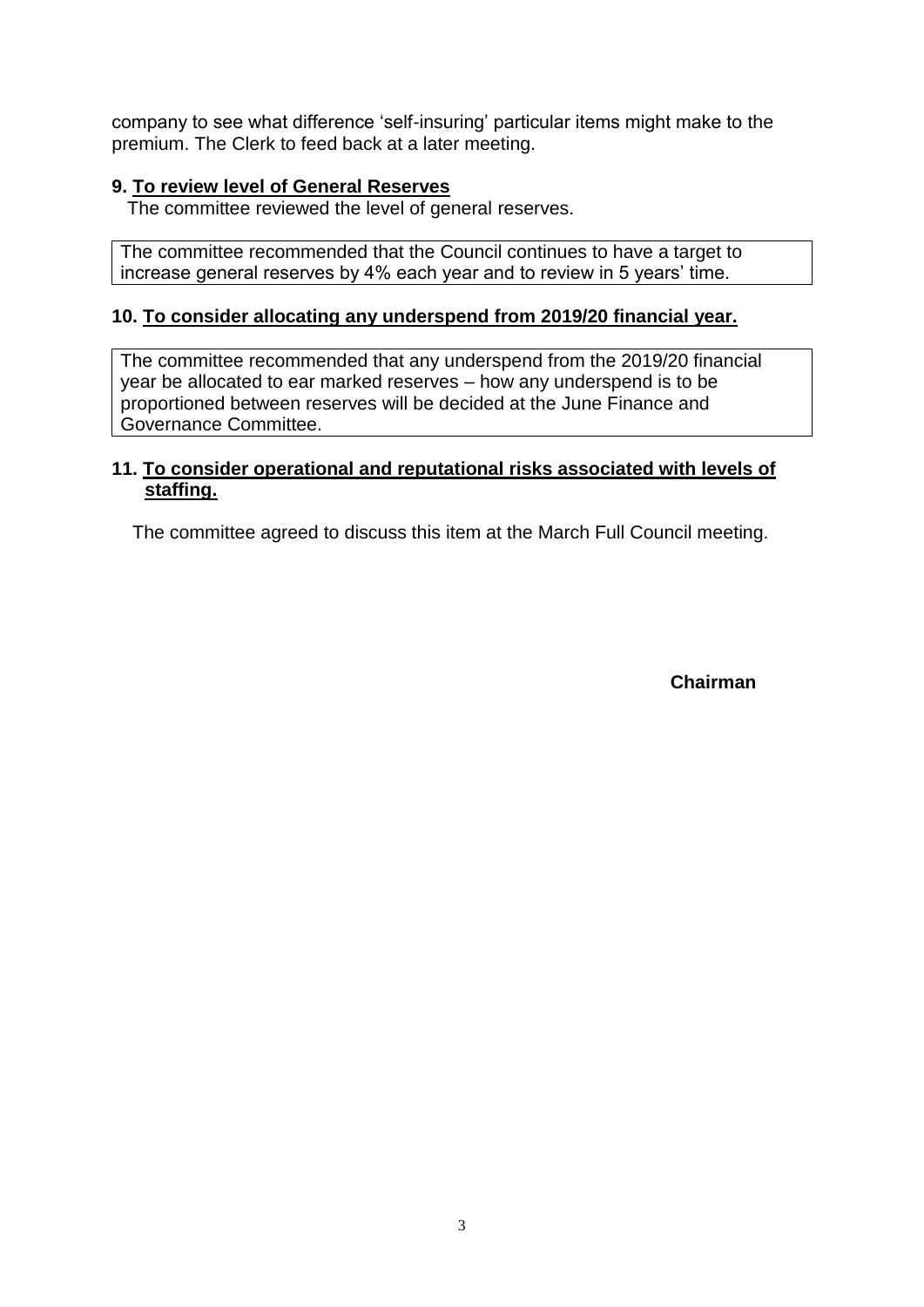company to see what difference 'self-insuring' particular items might make to the premium. The Clerk to feed back at a later meeting.

### 9. To review level of General Reserves

The committee reviewed the level of general reserves.

The committee recommended that the Council continues to have a target to increase general reserves by 4% each year and to review in 5 years' time.

### 10. To consider allocating any underspend from 2019/20 financial year.

The committee recommended that any underspend from the 2019/20 financial year be allocated to ear marked reserves – how any underspend is to be proportioned between reserves will be decided at the June Finance and Governance Committee.

### 11. To consider operational and reputational risks associated with levels of staffing.

The committee agreed to discuss this item at the March Full Council meeting.

**Chairman**